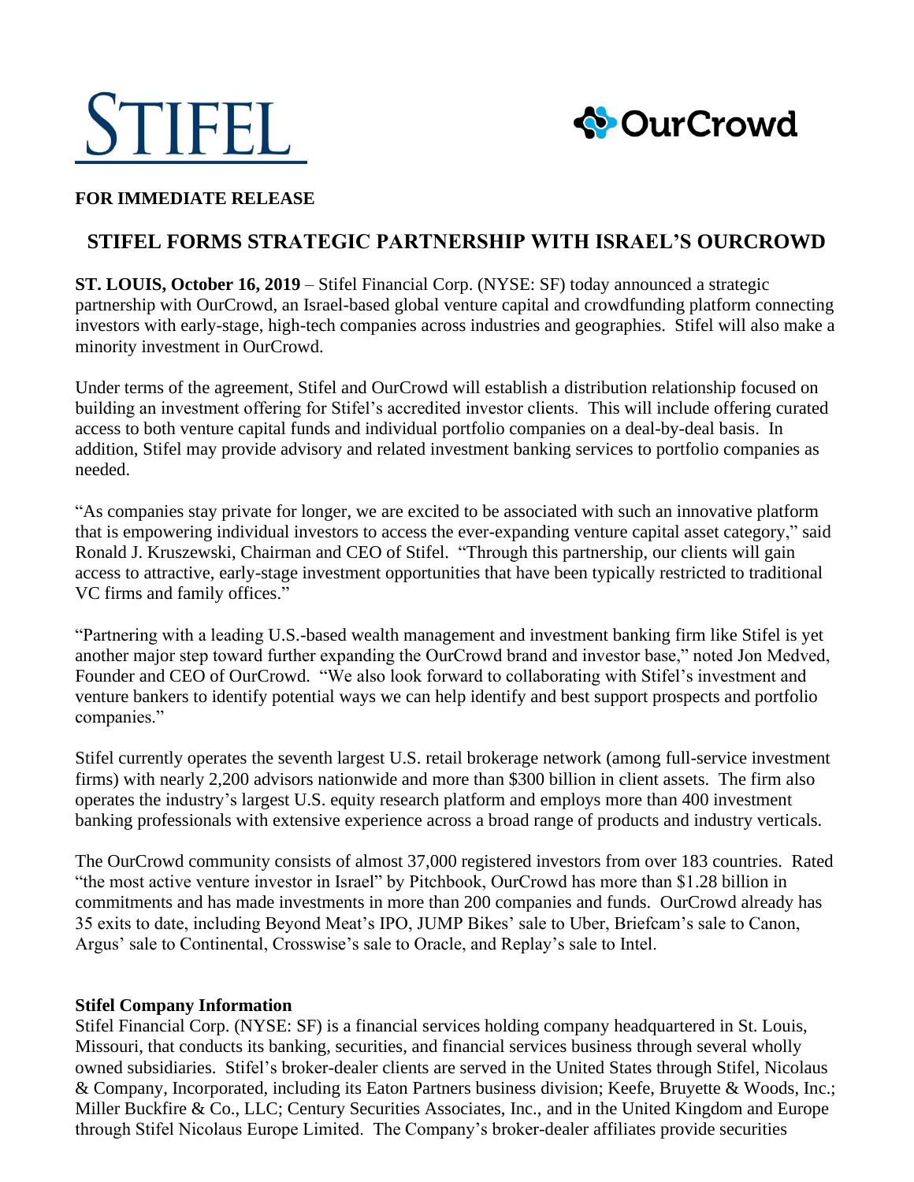**FOR IMMEDIATE RELEASE**

# STIFEL FORMS STRATEGIC PARTNERSHIP WITH ISRAEL'S OURCROWD

**ST. LOUIS, October 16, 2019** – Stifel Financial Corp. (NYSE: SF) today announced a strategic partnership with OurCrowd, an Israel-based global venture capital and crowdfunding platform connecting investors with early-stage, high-tech companies across industries and geographies. Stifel will also make a minority investment in OurCrowd.

Under terms of the agreement, Stifel and OurCrowd will establish a distribution relationship focused on building an investment offering for Stifel's accredited investor clients. This will include offering curated access to both venture capital funds and individual portfolio companies on a deal-by-deal basis. In addition, Stifel may provide advisory and related investment banking services to portfolio companies as needed.

"As companies stay private for longer, we are excited to be associated with such an innovative platform that is empowering individual investors to access the ever-expanding venture capital asset category," said Ronald J. Kruszewski, Chairman and CEO of Stifel. "Through this partnership, our clients will gain access to attractive, early-stage investment opportunities that have been typically restricted to traditional VC firms and family offices."

"Partnering with a leading U.S.-based wealth management and investment banking firm like Stifel is yet another major step toward further expanding the OurCrowd brand and investor base," noted Jon Medved, Founder and CEO of OurCrowd. "We also look forward to collaborating with Stifel's investment and venture bankers to identify potential ways we can help identify and best support prospects and portfolio companies."

Stifel currently operates the seventh largest U.S. retail brokerage network (among full-service investment firms) with nearly 2,200 advisors nationwide and more than $300 billion in client assets. The firm also operates the industry's largest U.S. equity research platform and employs more than 400 investment banking professionals with extensive experience across a broad range of products and industry verticals.

The OurCrowd community consists of almost 37,000 registered investors from over 183 countries. Rated "the most active venture investor in Israel" by Pitchbook, OurCrowd has more than $1.28 billion in commitments and has made investments in more than 200 companies and funds. OurCrowd already has 35 exits to date, including Beyond Meat's IPO, JUMP Bikes' sale to Uber, Briefcam's sale to Canon, Argus' sale to Continental, Crosswise's sale to Oracle, and Replay's sale to Intel.

**Stifel Company Information**

Stifel Financial Corp. (NYSE: SF) is a financial services holding company headquartered in St. Louis, Missouri, that conducts its banking, securities, and financial services business through several wholly owned subsidiaries. Stifel's broker-dealer clients are served in the United States through Stifel, Nicolaus & Company, Incorporated, including its Eaton Partners business division; Keefe, Bruyette & Woods, Inc.; Miller Buckfire & Co., LLC; Century Securities Associates, Inc., and in the United Kingdom and Europe through Stifel Nicolaus Europe Limited. The Company's broker-dealer affiliates provide securities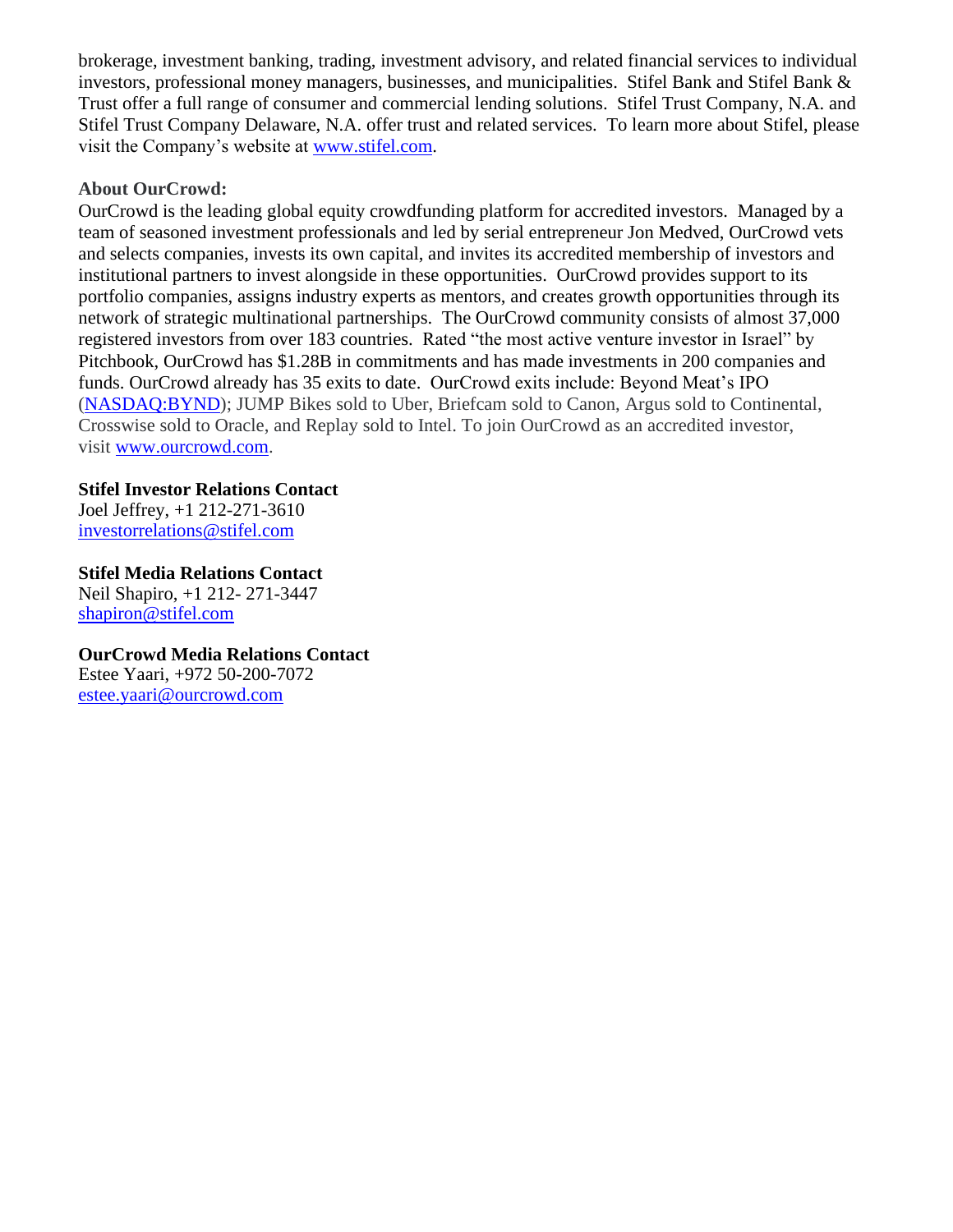brokerage, investment banking, trading, investment advisory, and related financial services to individual investors, professional money managers, businesses, and municipalities. Stifel Bank and Stifel Bank & Trust offer a full range of consumer and commercial lending solutions. Stifel Trust Company, N.A. and Stifel Trust Company Delaware, N.A. offer trust and related services. To learn more about Stifel, please visit the Company's website at www.stifel.com.

**About OurCrowd:**

OurCrowd is the leading global equity crowdfunding platform for accredited investors. Managed by a team of seasoned investment professionals and led by serial entrepreneur Jon Medved, OurCrowd vets and selects companies, invests its own capital, and invites its accredited membership of investors and institutional partners to invest alongside in these opportunities. OurCrowd provides support to its portfolio companies, assigns industry experts as mentors, and creates growth opportunities through its network of strategic multinational partnerships. The OurCrowd community consists of almost 37,000 registered investors from over 183 countries. Rated "the most active venture investor in Israel" by Pitchbook, OurCrowd has $1.28B in commitments and has made investments in 200 companies and funds. OurCrowd already has 35 exits to date. OurCrowd exits include: Beyond Meat's IPO (NASDAQ:BYND); JUMP Bikes sold to Uber, Briefcam sold to Canon, Argus sold to Continental, Crosswise sold to Oracle, and Replay sold to Intel. To join OurCrowd as an accredited investor, visit www.ourcrowd.com.

**Stifel Investor Relations Contact**
Joel Jeffrey, +1 212-271-3610
investorrelations@stifel.com

**Stifel Media Relations Contact**
Neil Shapiro, +1 212- 271-3447
shapiron@stifel.com

**OurCrowd Media Relations Contact**
Estee Yaari, +972 50-200-7072
estee.yaari@ourcrowd.com